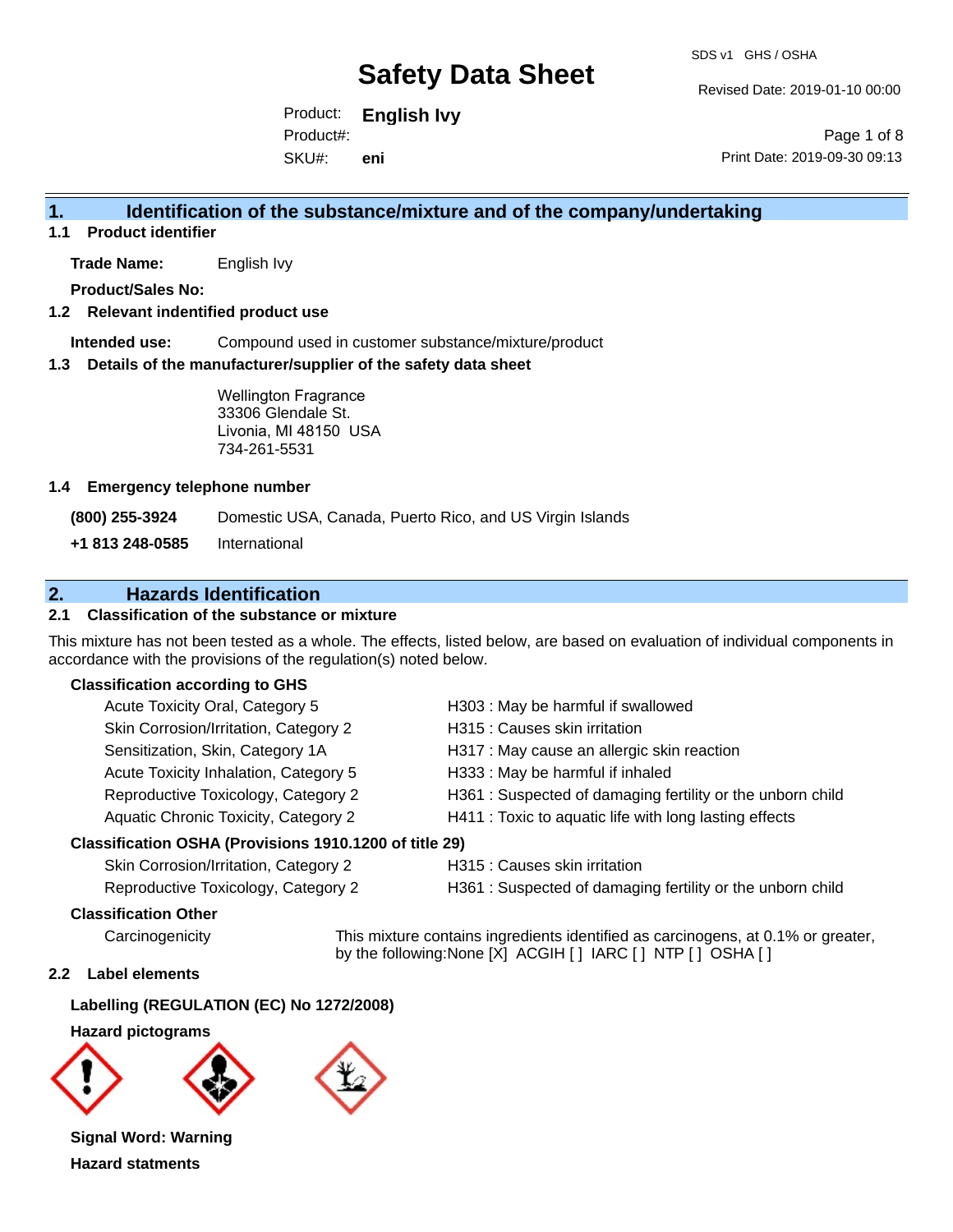# Safety Data Sheet

SDS v1 GHS / OSHA

Revised Date: 2019-01-10 00:00

Product: **English Ivy**
Product#:
SKU#: **eni**

Print Date: 2019-09-30 09:13

## 1. Identification of the substance/mixture and of the company/undertaking

### 1.1 Product identifier

**Trade Name:** English Ivy

**Product/Sales No:**

### 1.2 Relevant identified product use

**Intended use:** Compound used in customer substance/mixture/product

### 1.3 Details of the manufacturer/supplier of the safety data sheet

Wellington Fragrance
33306 Glendale St.
Livonia, MI 48150 USA
734-261-5531

### 1.4 Emergency telephone number

| | |
|---|---|
| **(800) 255-3924** | Domestic USA, Canada, Puerto Rico, and US Virgin Islands |
| **+1 813 248-0585** | International |

## 2. Hazards Identification

### 2.1 Classification of the substance or mixture

This mixture has not been tested as a whole. The effects, listed below, are based on evaluation of individual components in accordance with the provisions of the regulation(s) noted below.

**Classification according to GHS**

| | |
|---|---|
| Acute Toxicity Oral, Category 5 | H303 : May be harmful if swallowed |
| Skin Corrosion/Irritation, Category 2 | H315 : Causes skin irritation |
| Sensitization, Skin, Category 1A | H317 : May cause an allergic skin reaction |
| Acute Toxicity Inhalation, Category 5 | H333 : May be harmful if inhaled |
| Reproductive Toxicology, Category 2 | H361 : Suspected of damaging fertility or the unborn child |
| Aquatic Chronic Toxicity, Category 2 | H411 : Toxic to aquatic life with long lasting effects |

**Classification OSHA (Provisions 1910.1200 of title 29)**

| | |
|---|---|
| Skin Corrosion/Irritation, Category 2 | H315 : Causes skin irritation |
| Reproductive Toxicology, Category 2 | H361 : Suspected of damaging fertility or the unborn child |

**Classification Other**

Carcinogenicity — This mixture contains ingredients identified as carcinogens, at 0.1% or greater, by the following:None [X] ACGIH [ ] IARC [ ] NTP [ ] OSHA [ ]

### 2.2 Label elements

**Labelling (REGULATION (EC) No 1272/2008)**

**Hazard pictograms**

**Signal Word: Warning**

**Hazard statments**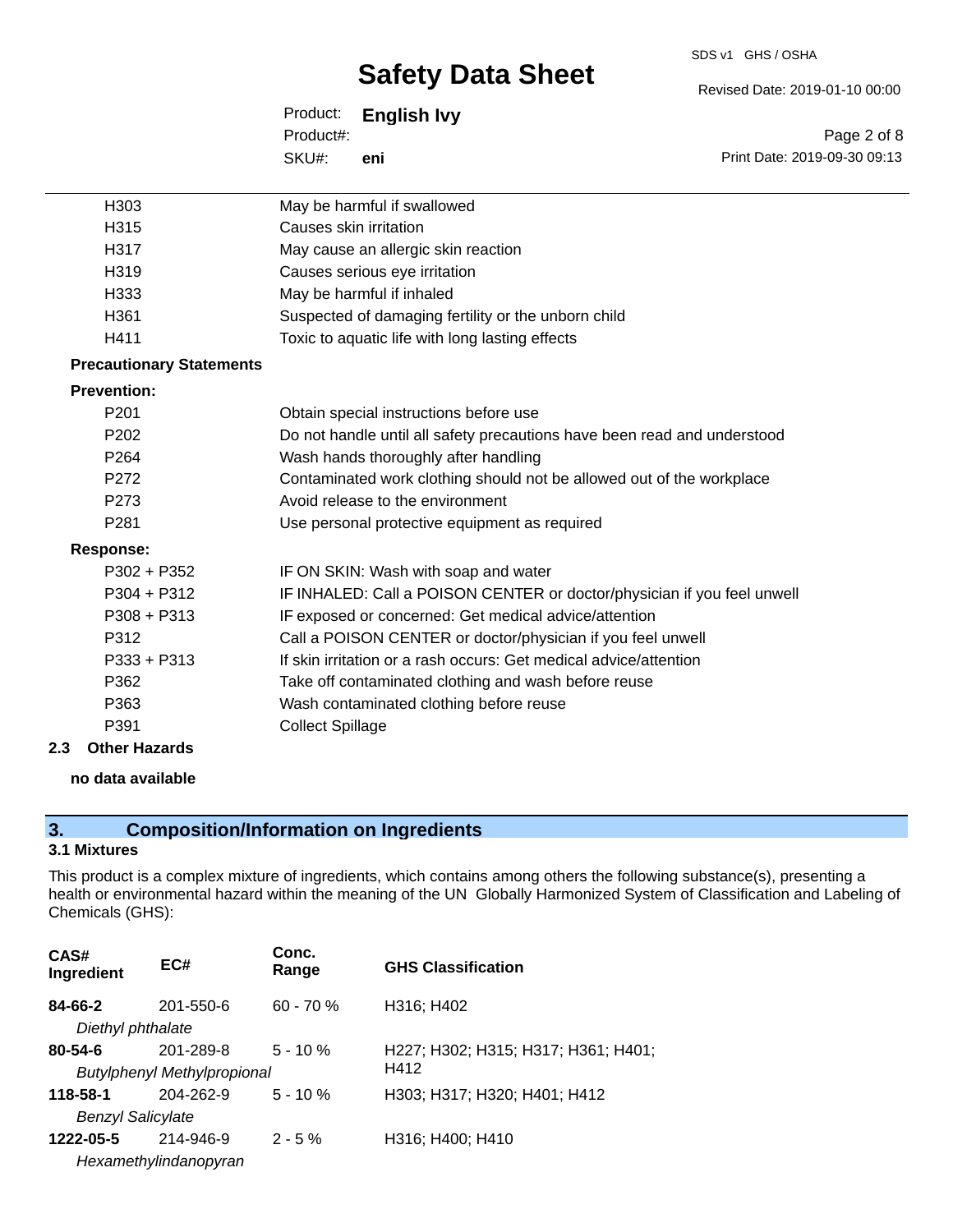| | |
|---|---|
| H303 | May be harmful if swallowed |
| H315 | Causes skin irritation |
| H317 | May cause an allergic skin reaction |
| H319 | Causes serious eye irritation |
| H333 | May be harmful if inhaled |
| H361 | Suspected of damaging fertility or the unborn child |
| H411 | Toxic to aquatic life with long lasting effects |

**Precautionary Statements**

**Prevention:**

| | |
|---|---|
| P201 | Obtain special instructions before use |
| P202 | Do not handle until all safety precautions have been read and understood |
| P264 | Wash hands thoroughly after handling |
| P272 | Contaminated work clothing should not be allowed out of the workplace |
| P273 | Avoid release to the environment |
| P281 | Use personal protective equipment as required |

**Response:**

| | |
|---|---|
| P302 + P352 | IF ON SKIN: Wash with soap and water |
| P304 + P312 | IF INHALED: Call a POISON CENTER or doctor/physician if you feel unwell |
| P308 + P313 | IF exposed or concerned: Get medical advice/attention |
| P312 | Call a POISON CENTER or doctor/physician if you feel unwell |
| P333 + P313 | If skin irritation or a rash occurs: Get medical advice/attention |
| P362 | Take off contaminated clothing and wash before reuse |
| P363 | Wash contaminated clothing before reuse |
| P391 | Collect Spillage |

### 2.3 Other Hazards

**no data available**

## 3. Composition/Information on Ingredients

### 3.1 Mixtures

This product is a complex mixture of ingredients, which contains among others the following substance(s), presenting a health or environmental hazard within the meaning of the UN Globally Harmonized System of Classification and Labeling of Chemicals (GHS):

| CAS# Ingredient | EC# | Conc. Range | GHS Classification |
|---|---|---|---|
| **84-66-2** *Diethyl phthalate* | 201-550-6 | 60 - 70 % | H316; H402 |
| **80-54-6** *Butylphenyl Methylpropional* | 201-289-8 | 5 - 10 % | H227; H302; H315; H317; H361; H401; H412 |
| **118-58-1** *Benzyl Salicylate* | 204-262-9 | 5 - 10 % | H303; H317; H320; H401; H412 |
| **1222-05-5** *Hexamethylindanopyran* | 214-946-9 | 2 - 5 % | H316; H400; H410 |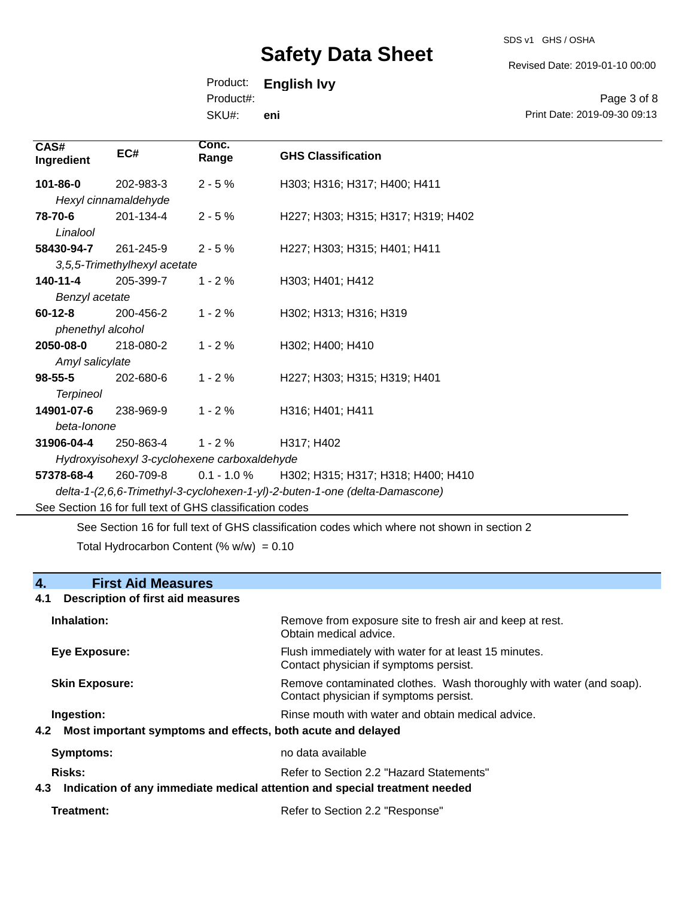| CAS# Ingredient | EC# | Conc. Range | GHS Classification |
|---|---|---|---|
| **101-86-0** | 202-983-3 | 2 - 5 % | H303; H316; H317; H400; H411 |
| *Hexyl cinnamaldehyde* | | | |
| **78-70-6** | 201-134-4 | 2 - 5 % | H227; H303; H315; H317; H319; H402 |
| *Linalool* | | | |
| **58430-94-7** | 261-245-9 | 2 - 5 % | H227; H303; H315; H401; H411 |
| *3,5,5-Trimethylhexyl acetate* | | | |
| **140-11-4** | 205-399-7 | 1 - 2 % | H303; H401; H412 |
| *Benzyl acetate* | | | |
| **60-12-8** | 200-456-2 | 1 - 2 % | H302; H313; H316; H319 |
| *phenethyl alcohol* | | | |
| **2050-08-0** | 218-080-2 | 1 - 2 % | H302; H400; H410 |
| *Amyl salicylate* | | | |
| **98-55-5** | 202-680-6 | 1 - 2 % | H227; H303; H315; H319; H401 |
| *Terpineol* | | | |
| **14901-07-6** | 238-969-9 | 1 - 2 % | H316; H401; H411 |
| *beta-Ionone* | | | |
| **31906-04-4** | 250-863-4 | 1 - 2 % | H317; H402 |
| *Hydroxyisohexyl 3-cyclohexene carboxaldehyde* | | | |
| **57378-68-4** | 260-709-8 | 0.1 - 1.0 % | H302; H315; H317; H318; H400; H410 |
| *delta-1-(2,6,6-Trimethyl-3-cyclohexen-1-yl)-2-buten-1-one (delta-Damascone)* | | | |

See Section 16 for full text of GHS classification codes

See Section 16 for full text of GHS classification codes which where not shown in section 2

Total Hydrocarbon Content (% w/w) = 0.10

## 4. First Aid Measures

### 4.1 Description of first aid measures

**Inhalation:** Remove from exposure site to fresh air and keep at rest. Obtain medical advice.

**Eye Exposure:** Flush immediately with water for at least 15 minutes. Contact physician if symptoms persist.

**Skin Exposure:** Remove contaminated clothes. Wash thoroughly with water (and soap). Contact physician if symptoms persist.

**Ingestion:** Rinse mouth with water and obtain medical advice.

### 4.2 Most important symptoms and effects, both acute and delayed

**Symptoms:** no data available

**Risks:** Refer to Section 2.2 "Hazard Statements"

### 4.3 Indication of any immediate medical attention and special treatment needed

**Treatment:** Refer to Section 2.2 "Response"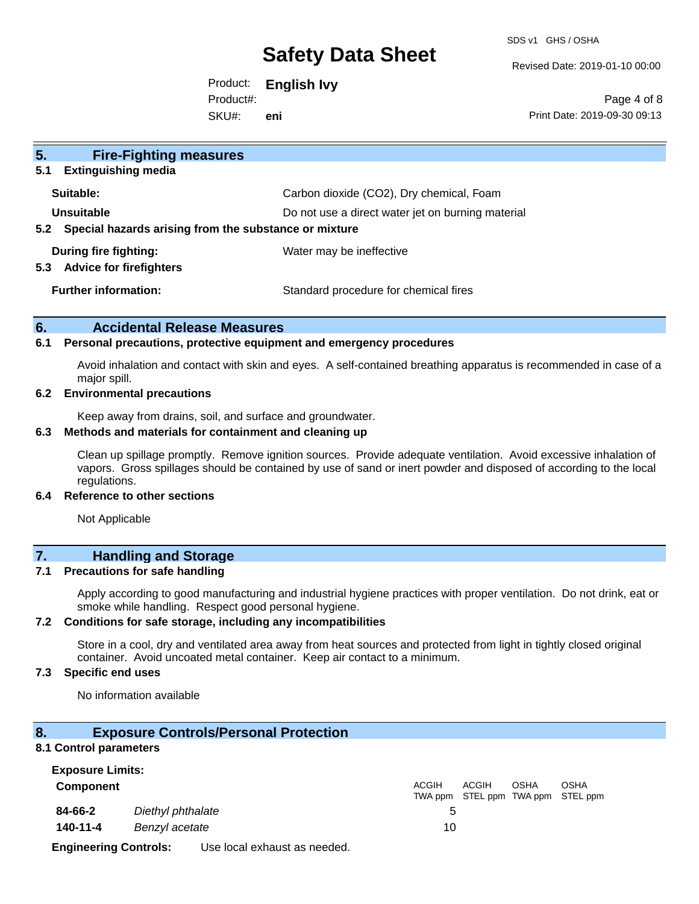## 5. Fire-Fighting measures

### 5.1 Extinguishing media

| | |
|---|---|
| **Suitable:** | Carbon dioxide ($CO_2$), Dry chemical, Foam |
| **Unsuitable** | Do not use a direct water jet on burning material |

### 5.2 Special hazards arising from the substance or mixture

| | |
|---|---|
| **During fire fighting:** | Water may be ineffective |

### 5.3 Advice for firefighters

| | |
|---|---|
| **Further information:** | Standard procedure for chemical fires |

## 6. Accidental Release Measures

### 6.1 Personal precautions, protective equipment and emergency procedures

Avoid inhalation and contact with skin and eyes. A self-contained breathing apparatus is recommended in case of a major spill.

### 6.2 Environmental precautions

Keep away from drains, soil, and surface and groundwater.

### 6.3 Methods and materials for containment and cleaning up

Clean up spillage promptly. Remove ignition sources. Provide adequate ventilation. Avoid excessive inhalation of vapors. Gross spillages should be contained by use of sand or inert powder and disposed of according to the local regulations.

### 6.4 Reference to other sections

Not Applicable

## 7. Handling and Storage

### 7.1 Precautions for safe handling

Apply according to good manufacturing and industrial hygiene practices with proper ventilation. Do not drink, eat or smoke while handling. Respect good personal hygiene.

### 7.2 Conditions for safe storage, including any incompatibilities

Store in a cool, dry and ventilated area away from heat sources and protected from light in tightly closed original container. Avoid uncoated metal container. Keep air contact to a minimum.

### 7.3 Specific end uses

No information available

## 8. Exposure Controls/Personal Protection

### 8.1 Control parameters

**Exposure Limits:**

| **Component** | | ACGIH TWA ppm | ACGIH STEL ppm | OSHA TWA ppm | OSHA STEL ppm |
|---|---|---|---|---|---|
| **84-66-2** | *Diethyl phthalate* | 5 | | | |
| **140-11-4** | *Benzyl acetate* | 10 | | | |

**Engineering Controls:** Use local exhaust as needed.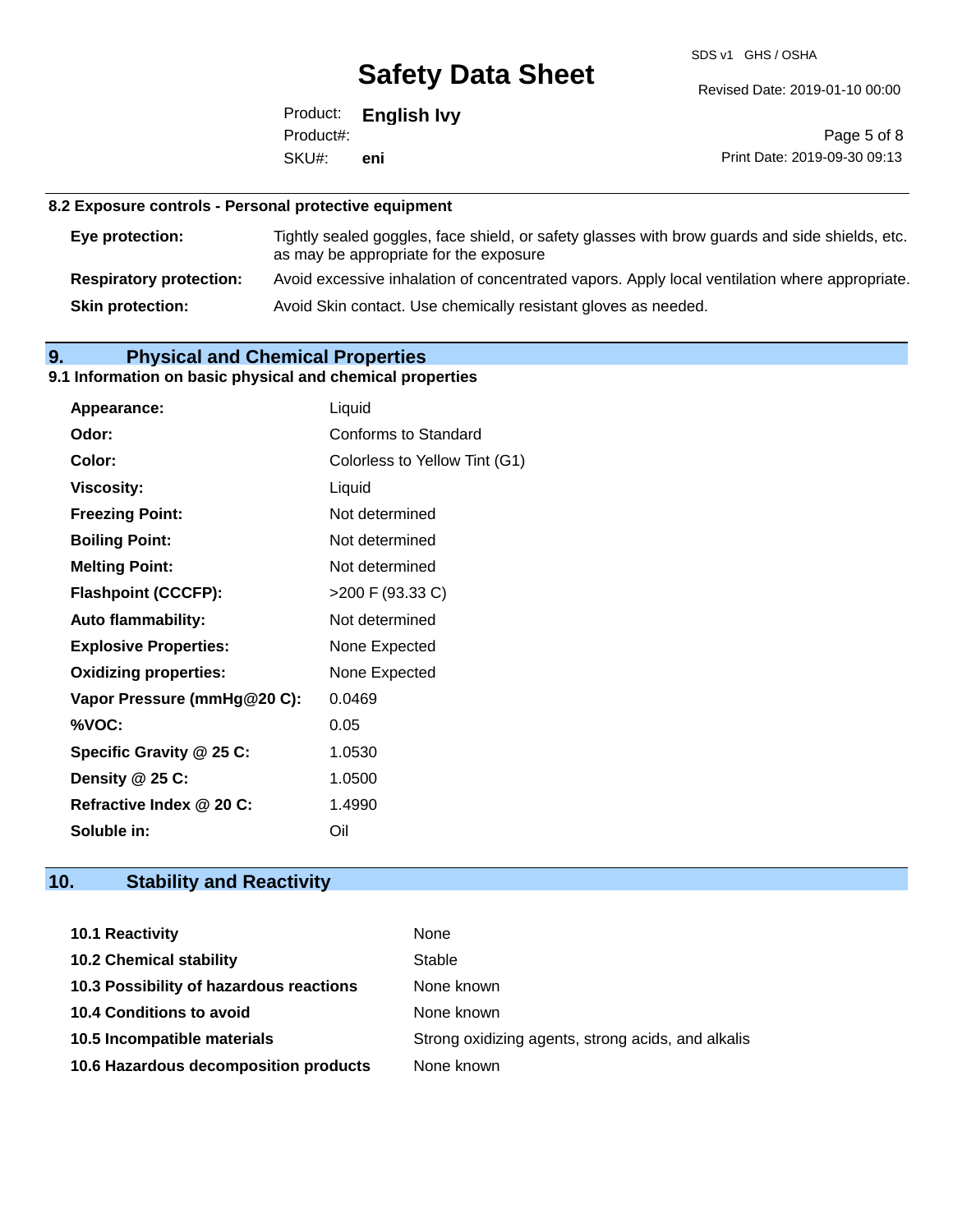### 8.2 Exposure controls - Personal protective equipment

| | |
|---|---|
| **Eye protection:** | Tightly sealed goggles, face shield, or safety glasses with brow guards and side shields, etc. as may be appropriate for the exposure |
| **Respiratory protection:** | Avoid excessive inhalation of concentrated vapors. Apply local ventilation where appropriate. |
| **Skin protection:** | Avoid Skin contact. Use chemically resistant gloves as needed. |

## 9. Physical and Chemical Properties

### 9.1 Information on basic physical and chemical properties

| | |
|---|---|
| **Appearance:** | Liquid |
| **Odor:** | Conforms to Standard |
| **Color:** | Colorless to Yellow Tint (G1) |
| **Viscosity:** | Liquid |
| **Freezing Point:** | Not determined |
| **Boiling Point:** | Not determined |
| **Melting Point:** | Not determined |
| **Flashpoint (CCCFP):** | >200 F (93.33 C) |
| **Auto flammability:** | Not determined |
| **Explosive Properties:** | None Expected |
| **Oxidizing properties:** | None Expected |
| **Vapor Pressure (mmHg@20 C):** | 0.0469 |
| **%VOC:** | 0.05 |
| **Specific Gravity @ 25 C:** | 1.0530 |
| **Density @ 25 C:** | 1.0500 |
| **Refractive Index @ 20 C:** | 1.4990 |
| **Soluble in:** | Oil |

## 10. Stability and Reactivity

| | |
|---|---|
| **10.1 Reactivity** | None |
| **10.2 Chemical stability** | Stable |
| **10.3 Possibility of hazardous reactions** | None known |
| **10.4 Conditions to avoid** | None known |
| **10.5 Incompatible materials** | Strong oxidizing agents, strong acids, and alkalis |
| **10.6 Hazardous decomposition products** | None known |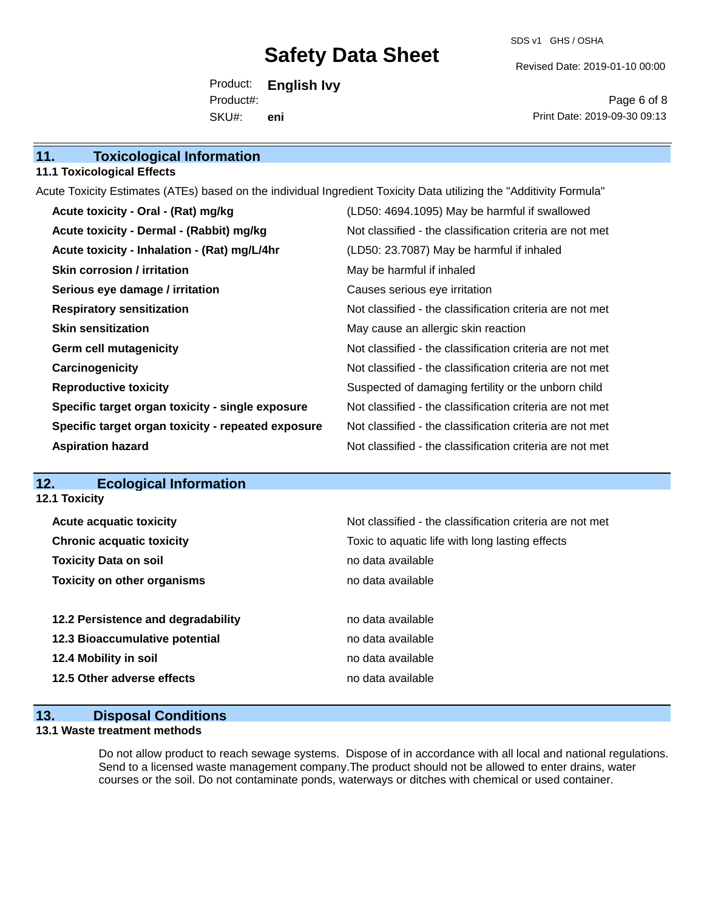## 11. Toxicological Information

### 11.1 Toxicological Effects

Acute Toxicity Estimates (ATEs) based on the individual Ingredient Toxicity Data utilizing the "Additivity Formula"

| | |
|---|---|
| **Acute toxicity - Oral - (Rat) mg/kg** | (LD50: 4694.1095) May be harmful if swallowed |
| **Acute toxicity - Dermal - (Rabbit) mg/kg** | Not classified - the classification criteria are not met |
| **Acute toxicity - Inhalation - (Rat) mg/L/4hr** | (LD50: 23.7087) May be harmful if inhaled |
| **Skin corrosion / irritation** | May be harmful if inhaled |
| **Serious eye damage / irritation** | Causes serious eye irritation |
| **Respiratory sensitization** | Not classified - the classification criteria are not met |
| **Skin sensitization** | May cause an allergic skin reaction |
| **Germ cell mutagenicity** | Not classified - the classification criteria are not met |
| **Carcinogenicity** | Not classified - the classification criteria are not met |
| **Reproductive toxicity** | Suspected of damaging fertility or the unborn child |
| **Specific target organ toxicity - single exposure** | Not classified - the classification criteria are not met |
| **Specific target organ toxicity - repeated exposure** | Not classified - the classification criteria are not met |
| **Aspiration hazard** | Not classified - the classification criteria are not met |

## 12. Ecological Information

### 12.1 Toxicity

| | |
|---|---|
| **Acute acquatic toxicity** | Not classified - the classification criteria are not met |
| **Chronic acquatic toxicity** | Toxic to aquatic life with long lasting effects |
| **Toxicity Data on soil** | no data available |
| **Toxicity on other organisms** | no data available |

| | |
|---|---|
| **12.2 Persistence and degradability** | no data available |
| **12.3 Bioaccumulative potential** | no data available |
| **12.4 Mobility in soil** | no data available |
| **12.5 Other adverse effects** | no data available |

## 13. Disposal Conditions

### 13.1 Waste treatment methods

Do not allow product to reach sewage systems. Dispose of in accordance with all local and national regulations. Send to a licensed waste management company.The product should not be allowed to enter drains, water courses or the soil. Do not contaminate ponds, waterways or ditches with chemical or used container.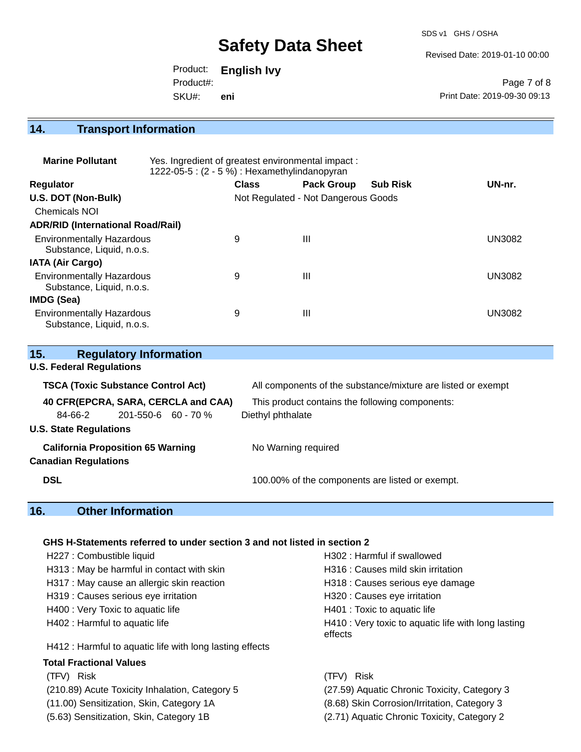## 14. Transport Information

**Marine Pollutant** Yes. Ingredient of greatest environmental impact : 1222-05-5 : (2 - 5 %) : Hexamethylindanopyran

| Regulator | Class | Pack Group | Sub Risk | UN-nr. |
|---|---|---|---|---|
| **U.S. DOT (Non-Bulk)** | Not Regulated - Not Dangerous Goods | | | |
| Chemicals NOI | | | | |
| **ADR/RID (International Road/Rail)** | | | | |
| Environmentally Hazardous Substance, Liquid, n.o.s. | 9 | III | | UN3082 |
| **IATA (Air Cargo)** | | | | |
| Environmentally Hazardous Substance, Liquid, n.o.s. | 9 | III | | UN3082 |
| **IMDG (Sea)** | | | | |
| Environmentally Hazardous Substance, Liquid, n.o.s. | 9 | III | | UN3082 |

## 15. Regulatory Information

**U.S. Federal Regulations**

**TSCA (Toxic Substance Control Act)** All components of the substance/mixture are listed or exempt

**40 CFR(EPCRA, SARA, CERCLA and CAA)** This product contains the following components:

| | | | |
|---|---|---|---|
| 84-66-2 | 201-550-6 | 60 - 70 % | Diethyl phthalate |

**U.S. State Regulations**

**California Proposition 65 Warning** No Warning required

**Canadian Regulations**

**DSL** 100.00% of the components are listed or exempt.

## 16. Other Information

**GHS H-Statements referred to under section 3 and not listed in section 2**

- H227 : Combustible liquid
- H302 : Harmful if swallowed
- H313 : May be harmful in contact with skin
- H316 : Causes mild skin irritation
- H317 : May cause an allergic skin reaction
- H318 : Causes serious eye damage
- H319 : Causes serious eye irritation
- H320 : Causes eye irritation
- H400 : Very Toxic to aquatic life
- H401 : Toxic to aquatic life
- H402 : Harmful to aquatic life
- H410 : Very toxic to aquatic life with long lasting effects
- H412 : Harmful to aquatic life with long lasting effects

**Total Fractional Values**

| (TFV) Risk | (TFV) Risk |
|---|---|
| (210.89) Acute Toxicity Inhalation, Category 5 | (27.59) Aquatic Chronic Toxicity, Category 3 |
| (11.00) Sensitization, Skin, Category 1A | (8.68) Skin Corrosion/Irritation, Category 3 |
| (5.63) Sensitization, Skin, Category 1B | (2.71) Aquatic Chronic Toxicity, Category 2 |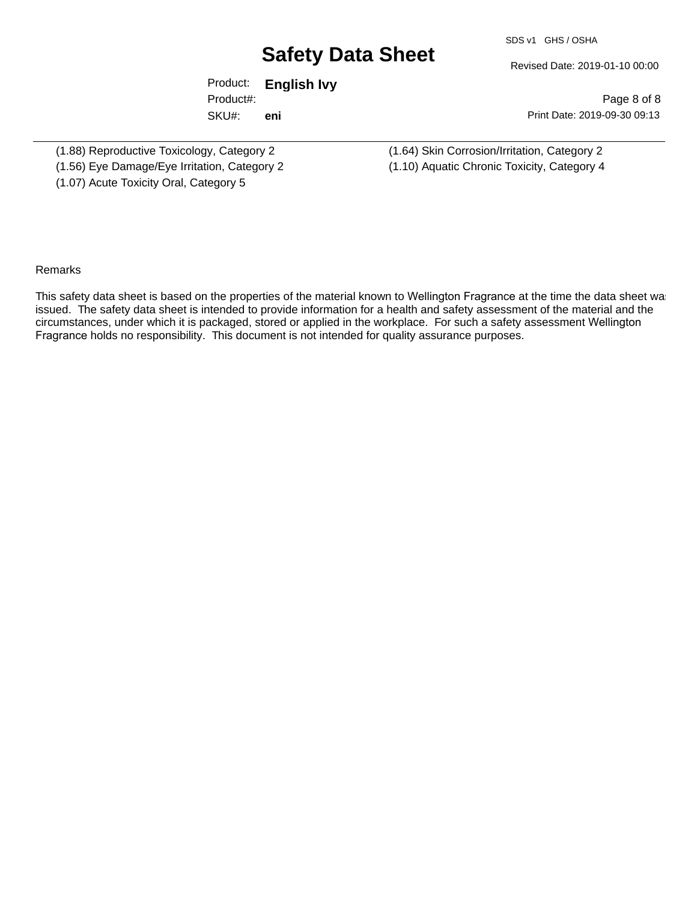(1.88) Reproductive Toxicology, Category 2

(1.64) Skin Corrosion/Irritation, Category 2

(1.56) Eye Damage/Eye Irritation, Category 2

(1.10) Aquatic Chronic Toxicity, Category 4

(1.07) Acute Toxicity Oral, Category 5

Remarks

This safety data sheet is based on the properties of the material known to Wellington Fragrance at the time the data sheet was issued. The safety data sheet is intended to provide information for a health and safety assessment of the material and the circumstances, under which it is packaged, stored or applied in the workplace. For such a safety assessment Wellington Fragrance holds no responsibility. This document is not intended for quality assurance purposes.